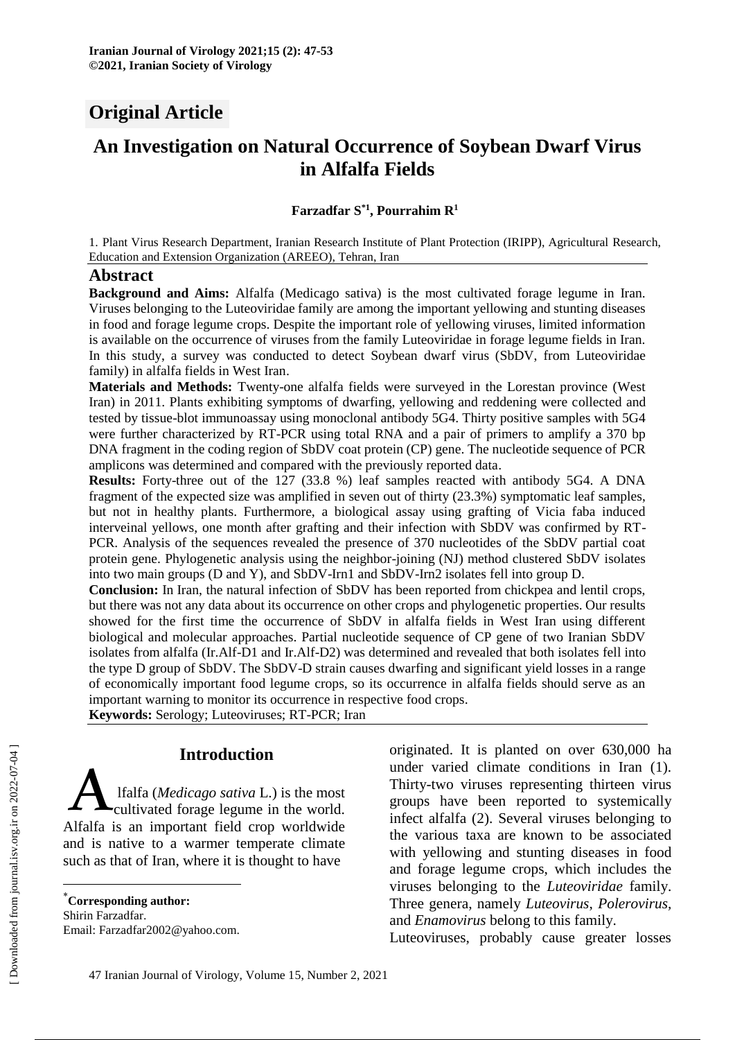**Iranian Journal of Virology 2021;15 (2): 47-53**
**©2021, Iranian Society of Virology**

## Original Article

# An Investigation on Natural Occurrence of Soybean Dwarf Virus in Alfalfa Fields

**Farzadfar S[*1], Pourrahim R[1]**

1. Plant Virus Research Department, Iranian Research Institute of Plant Protection (IRIPP), Agricultural Research, Education and Extension Organization (AREEO), Tehran, Iran

## Abstract

**Background and Aims:** Alfalfa (Medicago sativa) is the most cultivated forage legume in Iran. Viruses belonging to the Luteoviridae family are among the important yellowing and stunting diseases in food and forage legume crops. Despite the important role of yellowing viruses, limited information is available on the occurrence of viruses from the family Luteoviridae in forage legume fields in Iran. In this study, a survey was conducted to detect Soybean dwarf virus (SbDV, from Luteoviridae family) in alfalfa fields in West Iran.

**Materials and Methods:** Twenty-one alfalfa fields were surveyed in the Lorestan province (West Iran) in 2011. Plants exhibiting symptoms of dwarfing, yellowing and reddening were collected and tested by tissue-blot immunoassay using monoclonal antibody 5G4. Thirty positive samples with 5G4 were further characterized by RT-PCR using total RNA and a pair of primers to amplify a 370 bp DNA fragment in the coding region of SbDV coat protein (CP) gene. The nucleotide sequence of PCR amplicons was determined and compared with the previously reported data.

**Results:** Forty-three out of the 127 (33.8 %) leaf samples reacted with antibody 5G4. A DNA fragment of the expected size was amplified in seven out of thirty (23.3%) symptomatic leaf samples, but not in healthy plants. Furthermore, a biological assay using grafting of Vicia faba induced interveinal yellows, one month after grafting and their infection with SbDV was confirmed by RT-PCR. Analysis of the sequences revealed the presence of 370 nucleotides of the SbDV partial coat protein gene. Phylogenetic analysis using the neighbor-joining (NJ) method clustered SbDV isolates into two main groups (D and Y), and SbDV-Irn1 and SbDV-Irn2 isolates fell into group D.

**Conclusion:** In Iran, the natural infection of SbDV has been reported from chickpea and lentil crops, but there was not any data about its occurrence on other crops and phylogenetic properties. Our results showed for the first time the occurrence of SbDV in alfalfa fields in West Iran using different biological and molecular approaches. Partial nucleotide sequence of CP gene of two Iranian SbDV isolates from alfalfa (Ir.Alf-D1 and Ir.Alf-D2) was determined and revealed that both isolates fell into the type D group of SbDV. The SbDV-D strain causes dwarfing and significant yield losses in a range of economically important food legume crops, so its occurrence in alfalfa fields should serve as an important warning to monitor its occurrence in respective food crops.

**Keywords:** Serology; Luteoviruses; RT-PCR; Iran

## Introduction

Alfalfa (*Medicago sativa* L.) is the most cultivated forage legume in the world. Alfalfa is an important field crop worldwide and is native to a warmer temperate climate such as that of Iran, where it is thought to have originated. It is planted on over 630,000 ha under varied climate conditions in Iran (1). Thirty-two viruses representing thirteen virus groups have been reported to systemically infect alfalfa (2). Several viruses belonging to the various taxa are known to be associated with yellowing and stunting diseases in food and forage legume crops, which includes the viruses belonging to the *Luteoviridae* family. Three genera, namely *Luteovirus*, *Polerovirus*, and *Enamovirus* belong to this family.

Luteoviruses, probably cause greater losses

---

[*] **Corresponding author:**
Shirin Farzadfar.
Email: Farzadfar2002@yahoo.com.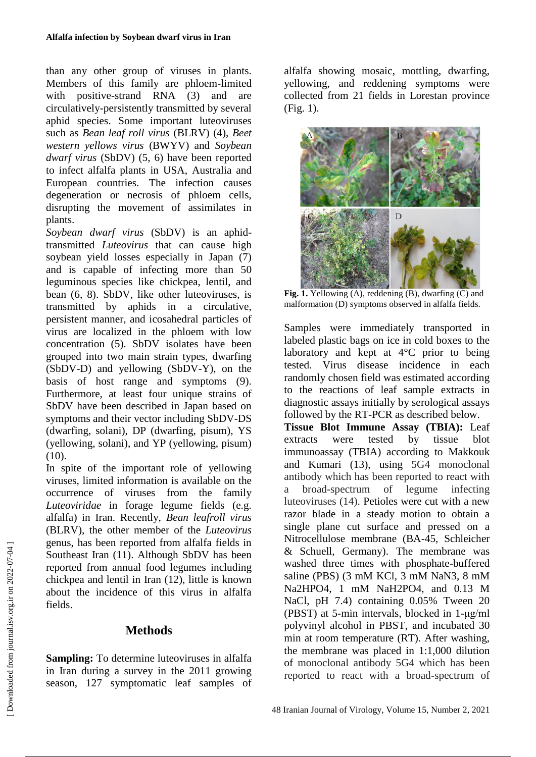than any other group of viruses in plants. Members of this family are phloem-limited with positive-strand RNA (3) and are circulatively-persistently transmitted by several aphid species. Some important luteoviruses such as *Bean leaf roll virus* (BLRV) (4), *Beet western yellows virus* (BWYV) and *Soybean dwarf virus* (SbDV) (5, 6) have been reported to infect alfalfa plants in USA, Australia and European countries. The infection causes degeneration or necrosis of phloem cells, disrupting the movement of assimilates in plants.

*Soybean dwarf virus* (SbDV) is an aphid-transmitted *Luteovirus* that can cause high soybean yield losses especially in Japan (7) and is capable of infecting more than 50 leguminous species like chickpea, lentil, and bean (6, 8). SbDV, like other luteoviruses, is transmitted by aphids in a circulative, persistent manner, and icosahedral particles of virus are localized in the phloem with low concentration (5). SbDV isolates have been grouped into two main strain types, dwarfing (SbDV-D) and yellowing (SbDV-Y), on the basis of host range and symptoms (9). Furthermore, at least four unique strains of SbDV have been described in Japan based on symptoms and their vector including SbDV-DS (dwarfing, solani), DP (dwarfing, pisum), YS (yellowing, solani), and YP (yellowing, pisum) (10).

In spite of the important role of yellowing viruses, limited information is available on the occurrence of viruses from the family *Luteoviridae* in forage legume fields (e.g. alfalfa) in Iran. Recently, *Bean leafroll virus* (BLRV), the other member of the *Luteovirus* genus, has been reported from alfalfa fields in Southeast Iran (11). Although SbDV has been reported from annual food legumes including chickpea and lentil in Iran (12), little is known about the incidence of this virus in alfalfa fields.

## Methods

**Sampling:** To determine luteoviruses in alfalfa in Iran during a survey in the 2011 growing season, 127 symptomatic leaf samples of alfalfa showing mosaic, mottling, dwarfing, yellowing, and reddening symptoms were collected from 21 fields in Lorestan province (Fig. 1).

**Fig. 1.** Yellowing (A), reddening (B), dwarfing (C) and malformation (D) symptoms observed in alfalfa fields.

Samples were immediately transported in labeled plastic bags on ice in cold boxes to the laboratory and kept at 4°C prior to being tested. Virus disease incidence in each randomly chosen field was estimated according to the reactions of leaf sample extracts in diagnostic assays initially by serological assays followed by the RT-PCR as described below.

**Tissue Blot Immune Assay (TBIA):** Leaf extracts were tested by tissue blot immunoassay (TBIA) according to Makkouk and Kumari (13), using 5G4 monoclonal antibody which has been reported to react with a broad-spectrum of legume infecting luteoviruses (14). Petioles were cut with a new razor blade in a steady motion to obtain a single plane cut surface and pressed on a Nitrocellulose membrane (BA-45, Schleicher & Schuell, Germany). The membrane was washed three times with phosphate-buffered saline (PBS) (3 mM KCl, 3 mM $NaN_3$, 8 mM $Na_2HPO_4$, 1 mM $NaH_2PO_4$, and 0.13 M NaCl, pH 7.4) containing 0.05% Tween 20 (PBST) at 5-min intervals, blocked in 1-μg/ml polyvinyl alcohol in PBST, and incubated 30 min at room temperature (RT). After washing, the membrane was placed in 1:1,000 dilution of monoclonal antibody 5G4 which has been reported to react with a broad-spectrum of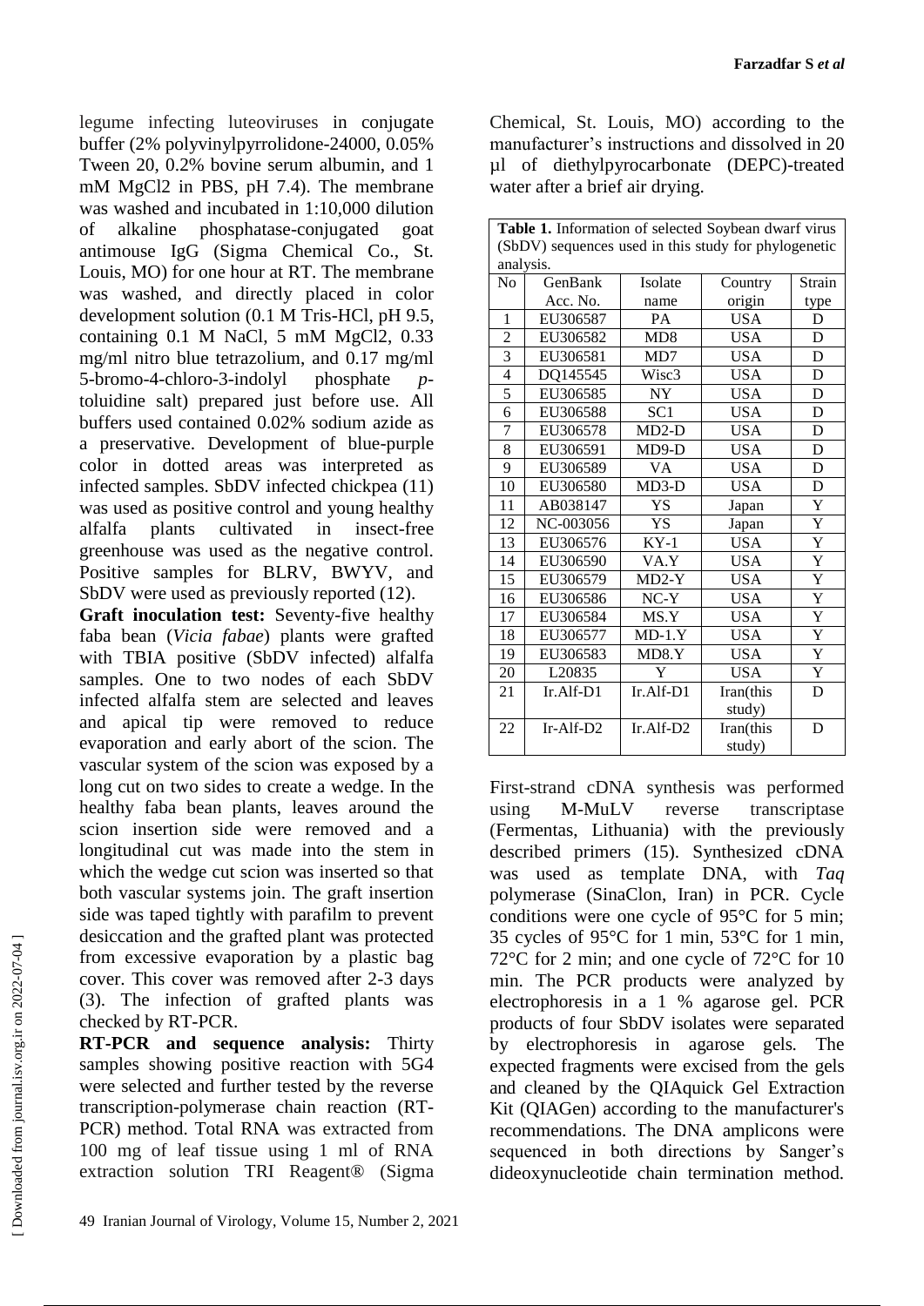legume infecting luteoviruses in conjugate buffer (2% polyvinylpyrrolidone-24000, 0.05% Tween 20, 0.2% bovine serum albumin, and 1 mM MgCl2 in PBS, pH 7.4). The membrane was washed and incubated in 1:10,000 dilution of alkaline phosphatase-conjugated goat antimouse IgG (Sigma Chemical Co., St. Louis, MO) for one hour at RT. The membrane was washed, and directly placed in color development solution (0.1 M Tris-HCl, pH 9.5, containing 0.1 M NaCl, 5 mM MgCl2, 0.33 mg/ml nitro blue tetrazolium, and 0.17 mg/ml 5-bromo-4-chloro-3-indolyl phosphate *p*-toluidine salt) prepared just before use. All buffers used contained 0.02% sodium azide as a preservative. Development of blue-purple color in dotted areas was interpreted as infected samples. SbDV infected chickpea (11) was used as positive control and young healthy alfalfa plants cultivated in insect-free greenhouse was used as the negative control. Positive samples for BLRV, BWYV, and SbDV were used as previously reported (12).

**Graft inoculation test:** Seventy-five healthy faba bean (*Vicia fabae*) plants were grafted with TBIA positive (SbDV infected) alfalfa samples. One to two nodes of each SbDV infected alfalfa stem are selected and leaves and apical tip were removed to reduce evaporation and early abort of the scion. The vascular system of the scion was exposed by a long cut on two sides to create a wedge. In the healthy faba bean plants, leaves around the scion insertion side were removed and a longitudinal cut was made into the stem in which the wedge cut scion was inserted so that both vascular systems join. The graft insertion side was taped tightly with parafilm to prevent desiccation and the grafted plant was protected from excessive evaporation by a plastic bag cover. This cover was removed after 2-3 days (3). The infection of grafted plants was checked by RT-PCR.

**RT-PCR and sequence analysis:** Thirty samples showing positive reaction with 5G4 were selected and further tested by the reverse transcription-polymerase chain reaction (RT-PCR) method. Total RNA was extracted from 100 mg of leaf tissue using 1 ml of RNA extraction solution TRI Reagent® (Sigma Chemical, St. Louis, MO) according to the manufacturer's instructions and dissolved in 20 µl of diethylpyrocarbonate (DEPC)-treated water after a brief air drying.

**Table 1.** Information of selected Soybean dwarf virus (SbDV) sequences used in this study for phylogenetic analysis.

| No | GenBank Acc. No. | Isolate name | Country origin | Strain type |
|---|---|---|---|---|
| 1 | EU306587 | PA | USA | D |
| 2 | EU306582 | MD8 | USA | D |
| 3 | EU306581 | MD7 | USA | D |
| 4 | DQ145545 | Wisc3 | USA | D |
| 5 | EU306585 | NY | USA | D |
| 6 | EU306588 | SC1 | USA | D |
| 7 | EU306578 | MD2-D | USA | D |
| 8 | EU306591 | MD9-D | USA | D |
| 9 | EU306589 | VA | USA | D |
| 10 | EU306580 | MD3-D | USA | D |
| 11 | AB038147 | YS | Japan | Y |
| 12 | NC-003056 | YS | Japan | Y |
| 13 | EU306576 | KY-1 | USA | Y |
| 14 | EU306590 | VA.Y | USA | Y |
| 15 | EU306579 | MD2-Y | USA | Y |
| 16 | EU306586 | NC-Y | USA | Y |
| 17 | EU306584 | MS.Y | USA | Y |
| 18 | EU306577 | MD-1.Y | USA | Y |
| 19 | EU306583 | MD8.Y | USA | Y |
| 20 | L20835 | Y | USA | Y |
| 21 | Ir.Alf-D1 | Ir.Alf-D1 | Iran(this study) | D |
| 22 | Ir-Alf-D2 | Ir.Alf-D2 | Iran(this study) | D |

First-strand cDNA synthesis was performed using M-MuLV reverse transcriptase (Fermentas, Lithuania) with the previously described primers (15). Synthesized cDNA was used as template DNA, with *Taq* polymerase (SinaClon, Iran) in PCR. Cycle conditions were one cycle of 95°C for 5 min; 35 cycles of 95°C for 1 min, 53°C for 1 min, 72°C for 2 min; and one cycle of 72°C for 10 min. The PCR products were analyzed by electrophoresis in a 1 % agarose gel. PCR products of four SbDV isolates were separated by electrophoresis in agarose gels. The expected fragments were excised from the gels and cleaned by the QIAquick Gel Extraction Kit (QIAGen) according to the manufacturer's recommendations. The DNA amplicons were sequenced in both directions by Sanger's dideoxynucleotide chain termination method.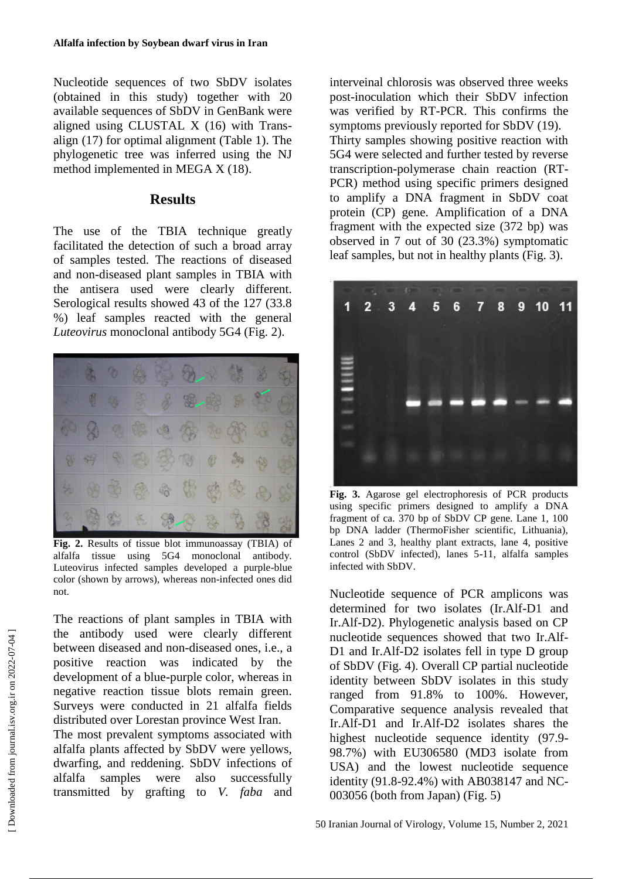Nucleotide sequences of two SbDV isolates (obtained in this study) together with 20 available sequences of SbDV in GenBank were aligned using CLUSTAL X (16) with Trans-align (17) for optimal alignment (Table 1). The phylogenetic tree was inferred using the NJ method implemented in MEGA X (18).

## Results

The use of the TBIA technique greatly facilitated the detection of such a broad array of samples tested. The reactions of diseased and non-diseased plant samples in TBIA with the antisera used were clearly different. Serological results showed 43 of the 127 (33.8 %) leaf samples reacted with the general *Luteovirus* monoclonal antibody 5G4 (Fig. 2).

**Fig. 2.** Results of tissue blot immunoassay (TBIA) of alfalfa tissue using 5G4 monoclonal antibody. Luteovirus infected samples developed a purple-blue color (shown by arrows), whereas non-infected ones did not.

The reactions of plant samples in TBIA with the antibody used were clearly different between diseased and non-diseased ones, i.e., a positive reaction was indicated by the development of a blue-purple color, whereas in negative reaction tissue blots remain green. Surveys were conducted in 21 alfalfa fields distributed over Lorestan province West Iran.

The most prevalent symptoms associated with alfalfa plants affected by SbDV were yellows, dwarfing, and reddening. SbDV infections of alfalfa samples were also successfully transmitted by grafting to *V. faba* and interveinal chlorosis was observed three weeks post-inoculation which their SbDV infection was verified by RT-PCR. This confirms the symptoms previously reported for SbDV (19).

Thirty samples showing positive reaction with 5G4 were selected and further tested by reverse transcription-polymerase chain reaction (RT-PCR) method using specific primers designed to amplify a DNA fragment in SbDV coat protein (CP) gene. Amplification of a DNA fragment with the expected size (372 bp) was observed in 7 out of 30 (23.3%) symptomatic leaf samples, but not in healthy plants (Fig. 3).

**Fig. 3.** Agarose gel electrophoresis of PCR products using specific primers designed to amplify a DNA fragment of ca. 370 bp of SbDV CP gene. Lane 1, 100 bp DNA ladder (ThermoFisher scientific, Lithuania), Lanes 2 and 3, healthy plant extracts, lane 4, positive control (SbDV infected), lanes 5-11, alfalfa samples infected with SbDV.

Nucleotide sequence of PCR amplicons was determined for two isolates (Ir.Alf-D1 and Ir.Alf-D2). Phylogenetic analysis based on CP nucleotide sequences showed that two Ir.Alf-D1 and Ir.Alf-D2 isolates fell in type D group of SbDV (Fig. 4). Overall CP partial nucleotide identity between SbDV isolates in this study ranged from 91.8% to 100%. However, Comparative sequence analysis revealed that Ir.Alf-D1 and Ir.Alf-D2 isolates shares the highest nucleotide sequence identity (97.9-98.7%) with EU306580 (MD3 isolate from USA) and the lowest nucleotide sequence identity (91.8-92.4%) with AB038147 and NC-003056 (both from Japan) (Fig. 5)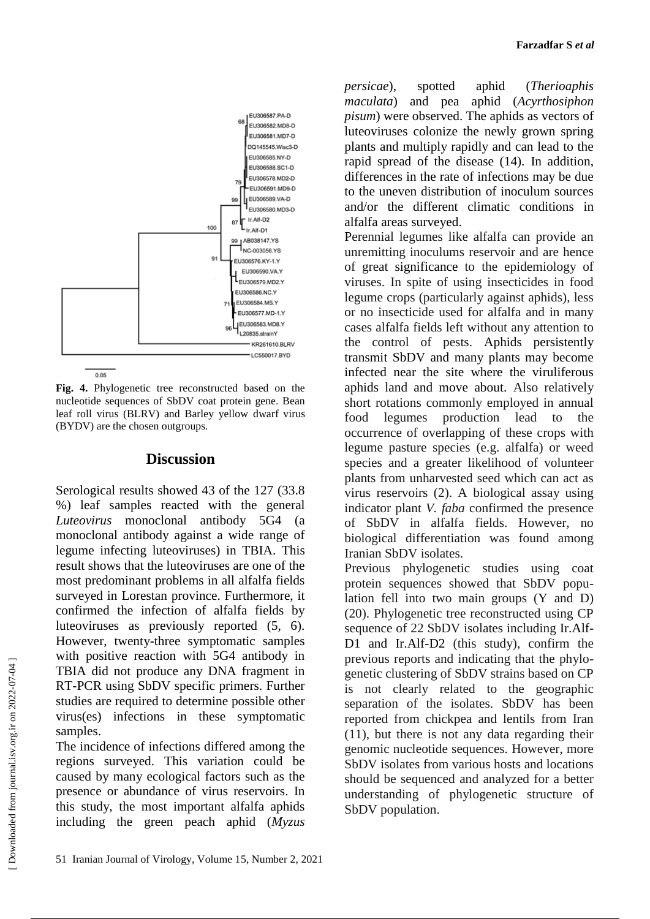**Fig. 4.** Phylogenetic tree reconstructed based on the nucleotide sequences of SbDV coat protein gene. Bean leaf roll virus (BLRV) and Barley yellow dwarf virus (BYDV) are the chosen outgroups.

## Discussion

Serological results showed 43 of the 127 (33.8 %) leaf samples reacted with the general *Luteovirus* monoclonal antibody 5G4 (a monoclonal antibody against a wide range of legume infecting luteoviruses) in TBIA. This result shows that the luteoviruses are one of the most predominant problems in all alfalfa fields surveyed in Lorestan province. Furthermore, it confirmed the infection of alfalfa fields by luteoviruses as previously reported (5, 6). However, twenty-three symptomatic samples with positive reaction with 5G4 antibody in TBIA did not produce any DNA fragment in RT-PCR using SbDV specific primers. Further studies are required to determine possible other virus(es) infections in these symptomatic samples.

The incidence of infections differed among the regions surveyed. This variation could be caused by many ecological factors such as the presence or abundance of virus reservoirs. In this study, the most important alfalfa aphids including the green peach aphid (*Myzus persicae*), spotted aphid (*Therioaphis maculata*) and pea aphid (*Acyrthosiphon pisum*) were observed. The aphids as vectors of luteoviruses colonize the newly grown spring plants and multiply rapidly and can lead to the rapid spread of the disease (14). In addition, differences in the rate of infections may be due to the uneven distribution of inoculum sources and/or the different climatic conditions in alfalfa areas surveyed.

Perennial legumes like alfalfa can provide an unremitting inoculums reservoir and are hence of great significance to the epidemiology of viruses. In spite of using insecticides in food legume crops (particularly against aphids), less or no insecticide used for alfalfa and in many cases alfalfa fields left without any attention to the control of pests. Aphids persistently transmit SbDV and many plants may become infected near the site where the viruliferous aphids land and move about. Also relatively short rotations commonly employed in annual food legumes production lead to the occurrence of overlapping of these crops with legume pasture species (e.g. alfalfa) or weed species and a greater likelihood of volunteer plants from unharvested seed which can act as virus reservoirs (2). A biological assay using indicator plant *V. faba* confirmed the presence of SbDV in alfalfa fields. However, no biological differentiation was found among Iranian SbDV isolates.

Previous phylogenetic studies using coat protein sequences showed that SbDV population fell into two main groups (Y and D) (20). Phylogenetic tree reconstructed using CP sequence of 22 SbDV isolates including Ir.Alf-D1 and Ir.Alf-D2 (this study), confirm the previous reports and indicating that the phylogenetic clustering of SbDV strains based on CP is not clearly related to the geographic separation of the isolates. SbDV has been reported from chickpea and lentils from Iran (11), but there is not any data regarding their genomic nucleotide sequences. However, more SbDV isolates from various hosts and locations should be sequenced and analyzed for a better understanding of phylogenetic structure of SbDV population.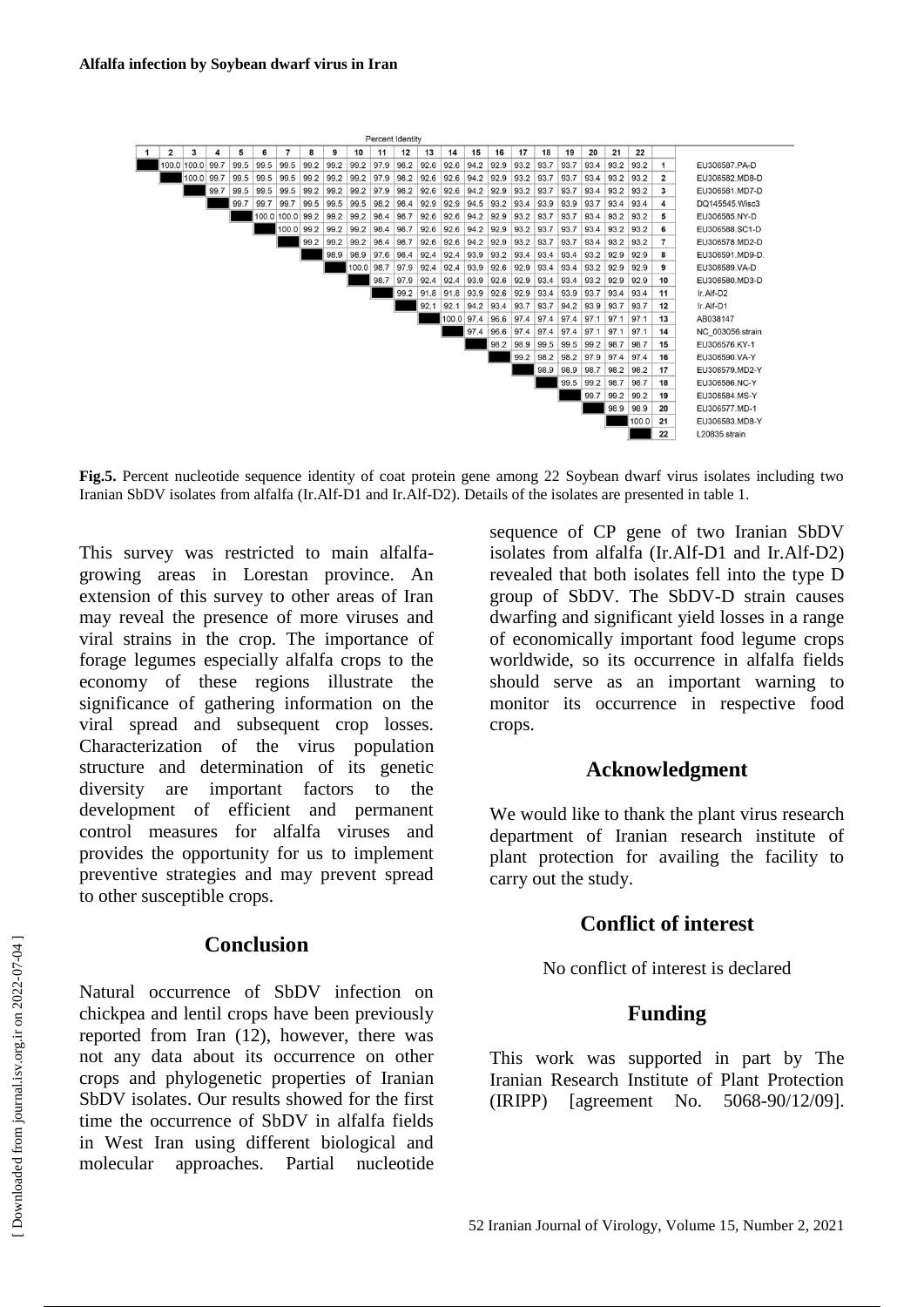Percent Identity

| 1 | 2 | 3 | 4 | 5 | 6 | 7 | 8 | 9 | 10 | 11 | 12 | 13 | 14 | 15 | 16 | 17 | 18 | 19 | 20 | 21 | 22 | | |
|---|---|---|---|---|---|---|---|---|---|---|---|---|---|---|---|---|---|---|---|---|---|---|---|
| | 100.0 | 100.0 | 99.7 | 99.5 | 99.5 | 99.5 | 99.2 | 99.2 | 99.2 | 97.9 | 98.2 | 92.6 | 92.6 | 94.2 | 92.9 | 93.2 | 93.7 | 93.7 | 93.4 | 93.2 | 93.2 | 1 | EU306587.PA-D |
| | | 100.0 | 99.7 | 99.5 | 99.5 | 99.5 | 99.2 | 99.2 | 99.2 | 97.9 | 98.2 | 92.6 | 92.6 | 94.2 | 92.9 | 93.2 | 93.7 | 93.7 | 93.4 | 93.2 | 93.2 | 2 | EU306582.MD8-D |
| | | | 99.7 | 99.5 | 99.5 | 99.5 | 99.2 | 99.2 | 99.2 | 97.9 | 98.2 | 92.6 | 92.6 | 94.2 | 92.9 | 93.2 | 93.7 | 93.7 | 93.4 | 93.2 | 93.2 | 3 | EU306581.MD7-D |
| | | | | 99.7 | 99.7 | 99.7 | 99.5 | 99.5 | 99.5 | 98.2 | 98.4 | 92.9 | 92.9 | 94.5 | 93.2 | 93.4 | 93.9 | 93.9 | 93.7 | 93.4 | 93.4 | 4 | DQ145545.Wisc3 |
| | | | | | 100.0 | 100.0 | 99.2 | 99.2 | 99.2 | 98.4 | 98.7 | 92.6 | 92.6 | 94.2 | 92.9 | 93.2 | 93.7 | 93.7 | 93.4 | 93.2 | 93.2 | 5 | EU306585.NY-D |
| | | | | | | 100.0 | 99.2 | 99.2 | 99.2 | 98.4 | 98.7 | 92.6 | 92.6 | 94.2 | 92.9 | 93.2 | 93.7 | 93.7 | 93.4 | 93.2 | 93.2 | 6 | EU306588.SC1-D |
| | | | | | | | 99.2 | 99.2 | 99.2 | 98.4 | 98.7 | 92.6 | 92.6 | 94.2 | 92.9 | 93.2 | 93.7 | 93.7 | 93.4 | 93.2 | 93.2 | 7 | EU306578.MD2-D |
| | | | | | | | | 98.9 | 98.9 | 97.6 | 98.4 | 92.4 | 92.4 | 93.9 | 93.2 | 93.4 | 93.4 | 93.4 | 93.2 | 92.9 | 92.9 | 8 | EU306591.MD9-D. |
| | | | | | | | | | 100.0 | 98.7 | 97.9 | 92.4 | 92.4 | 93.9 | 92.6 | 92.9 | 93.4 | 93.4 | 93.2 | 92.9 | 92.9 | 9 | EU306589.VA-D |
| | | | | | | | | | | 98.7 | 97.9 | 92.4 | 92.4 | 93.9 | 92.6 | 92.9 | 93.4 | 93.4 | 93.2 | 92.9 | 92.9 | 10 | EU306580.MD3-D |
| | | | | | | | | | | | 99.2 | 91.8 | 91.8 | 93.9 | 92.6 | 92.9 | 93.4 | 93.9 | 93.7 | 93.4 | 93.4 | 11 | Ir.Alf-D2 |
| | | | | | | | | | | | | 92.1 | 92.1 | 94.2 | 93.4 | 93.7 | 93.7 | 94.2 | 93.9 | 93.7 | 93.7 | 12 | Ir.Alf-D1 |
| | | | | | | | | | | | | | 100.0 | 97.4 | 96.6 | 97.4 | 97.4 | 97.4 | 97.1 | 97.1 | 97.1 | 13 | AB038147 |
| | | | | | | | | | | | | | | 97.4 | 96.6 | 97.4 | 97.4 | 97.4 | 97.1 | 97.1 | 97.1 | 14 | NC_003056.strain |
| | | | | | | | | | | | | | | | 98.2 | 98.9 | 99.5 | 99.5 | 99.2 | 98.7 | 98.7 | 15 | EU306576.KY-1 |
| | | | | | | | | | | | | | | | | 99.2 | 98.2 | 98.2 | 97.9 | 97.4 | 97.4 | 16 | EU306590.VA-Y |
| | | | | | | | | | | | | | | | | | 98.9 | 98.9 | 98.7 | 98.2 | 98.2 | 17 | EU306579.MD2-Y |
| | | | | | | | | | | | | | | | | | | 99.5 | 99.2 | 98.7 | 98.7 | 18 | EU306586.NC-Y |
| | | | | | | | | | | | | | | | | | | | 99.7 | 99.2 | 99.2 | 19 | EU306584.MS-Y |
| | | | | | | | | | | | | | | | | | | | | 98.9 | 98.9 | 20 | EU306577.MD-1 |
| | | | | | | | | | | | | | | | | | | | | | 100.0 | 21 | EU306583.MD8-Y |
| | | | | | | | | | | | | | | | | | | | | | | 22 | L20835.strain |

**Fig.5.** Percent nucleotide sequence identity of coat protein gene among 22 Soybean dwarf virus isolates including two Iranian SbDV isolates from alfalfa (Ir.Alf-D1 and Ir.Alf-D2). Details of the isolates are presented in table 1.

This survey was restricted to main alfalfa-growing areas in Lorestan province. An extension of this survey to other areas of Iran may reveal the presence of more viruses and viral strains in the crop. The importance of forage legumes especially alfalfa crops to the economy of these regions illustrate the significance of gathering information on the viral spread and subsequent crop losses. Characterization of the virus population structure and determination of its genetic diversity are important factors to the development of efficient and permanent control measures for alfalfa viruses and provides the opportunity for us to implement preventive strategies and may prevent spread to other susceptible crops.

## Conclusion

Natural occurrence of SbDV infection on chickpea and lentil crops have been previously reported from Iran (12), however, there was not any data about its occurrence on other crops and phylogenetic properties of Iranian SbDV isolates. Our results showed for the first time the occurrence of SbDV in alfalfa fields in West Iran using different biological and molecular approaches. Partial nucleotide sequence of CP gene of two Iranian SbDV isolates from alfalfa (Ir.Alf-D1 and Ir.Alf-D2) revealed that both isolates fell into the type D group of SbDV. The SbDV-D strain causes dwarfing and significant yield losses in a range of economically important food legume crops worldwide, so its occurrence in alfalfa fields should serve as an important warning to monitor its occurrence in respective food crops.

## Acknowledgment

We would like to thank the plant virus research department of Iranian research institute of plant protection for availing the facility to carry out the study.

## Conflict of interest

No conflict of interest is declared

## Funding

This work was supported in part by The Iranian Research Institute of Plant Protection (IRIPP) [agreement No. 5068-90/12/09].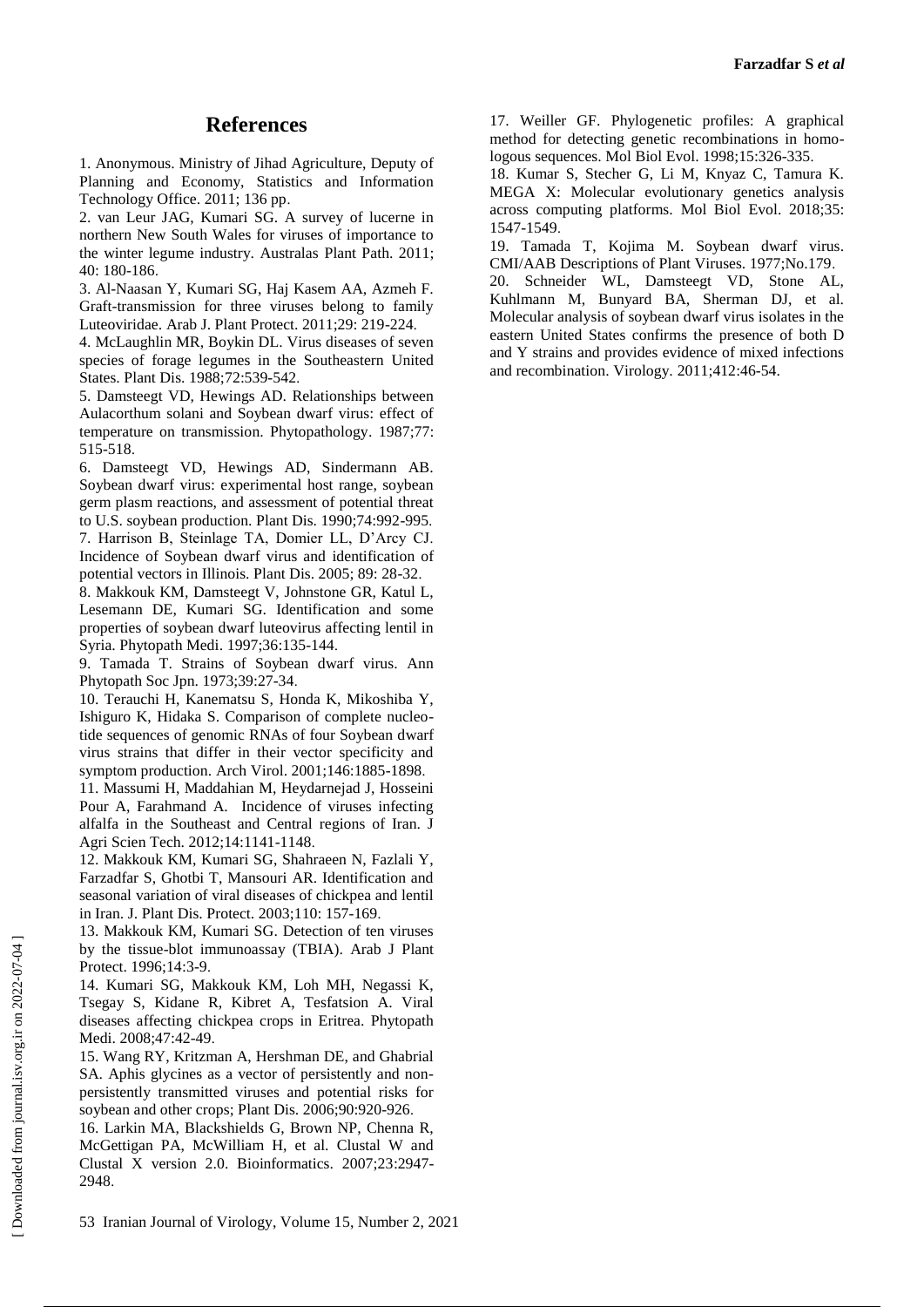## References

1. Anonymous. Ministry of Jihad Agriculture, Deputy of Planning and Economy, Statistics and Information Technology Office. 2011; 136 pp.

2. van Leur JAG, Kumari SG. A survey of lucerne in northern New South Wales for viruses of importance to the winter legume industry. Australas Plant Path. 2011; 40: 180-186.

3. Al-Naasan Y, Kumari SG, Haj Kasem AA, Azmeh F. Graft-transmission for three viruses belong to family Luteoviridae. Arab J. Plant Protect. 2011;29: 219-224.

4. McLaughlin MR, Boykin DL. Virus diseases of seven species of forage legumes in the Southeastern United States. Plant Dis. 1988;72:539-542.

5. Damsteegt VD, Hewings AD. Relationships between Aulacorthum solani and Soybean dwarf virus: effect of temperature on transmission. Phytopathology. 1987;77: 515-518.

6. Damsteegt VD, Hewings AD, Sindermann AB. Soybean dwarf virus: experimental host range, soybean germ plasm reactions, and assessment of potential threat to U.S. soybean production. Plant Dis. 1990;74:992-995.

7. Harrison B, Steinlage TA, Domier LL, D'Arcy CJ. Incidence of Soybean dwarf virus and identification of potential vectors in Illinois. Plant Dis. 2005; 89: 28-32.

8. Makkouk KM, Damsteegt V, Johnstone GR, Katul L, Lesemann DE, Kumari SG. Identification and some properties of soybean dwarf luteovirus affecting lentil in Syria. Phytopath Medi. 1997;36:135-144.

9. Tamada T. Strains of Soybean dwarf virus. Ann Phytopath Soc Jpn. 1973;39:27-34.

10. Terauchi H, Kanematsu S, Honda K, Mikoshiba Y, Ishiguro K, Hidaka S. Comparison of complete nucleotide sequences of genomic RNAs of four Soybean dwarf virus strains that differ in their vector specificity and symptom production. Arch Virol. 2001;146:1885-1898.

11. Massumi H, Maddahian M, Heydarnejad J, Hosseini Pour A, Farahmand A. Incidence of viruses infecting alfalfa in the Southeast and Central regions of Iran. J Agri Scien Tech. 2012;14:1141-1148.

12. Makkouk KM, Kumari SG, Shahraeen N, Fazlali Y, Farzadfar S, Ghotbi T, Mansouri AR. Identification and seasonal variation of viral diseases of chickpea and lentil in Iran. J. Plant Dis. Protect. 2003;110: 157-169.

13. Makkouk KM, Kumari SG. Detection of ten viruses by the tissue-blot immunoassay (TBIA). Arab J Plant Protect. 1996;14:3-9.

14. Kumari SG, Makkouk KM, Loh MH, Negassi K, Tsegay S, Kidane R, Kibret A, Tesfatsion A. Viral diseases affecting chickpea crops in Eritrea. Phytopath Medi. 2008;47:42-49.

15. Wang RY, Kritzman A, Hershman DE, and Ghabrial SA. Aphis glycines as a vector of persistently and non-persistently transmitted viruses and potential risks for soybean and other crops; Plant Dis. 2006;90:920-926.

16. Larkin MA, Blackshields G, Brown NP, Chenna R, McGettigan PA, McWilliam H, et al. Clustal W and Clustal X version 2.0. Bioinformatics. 2007;23:2947-2948.

17. Weiller GF. Phylogenetic profiles: A graphical method for detecting genetic recombinations in homologous sequences. Mol Biol Evol. 1998;15:326-335.

18. Kumar S, Stecher G, Li M, Knyaz C, Tamura K. MEGA X: Molecular evolutionary genetics analysis across computing platforms. Mol Biol Evol. 2018;35: 1547-1549.

19. Tamada T, Kojima M. Soybean dwarf virus. CMI/AAB Descriptions of Plant Viruses. 1977;No.179.

20. Schneider WL, Damsteegt VD, Stone AL, Kuhlmann M, Bunyard BA, Sherman DJ, et al. Molecular analysis of soybean dwarf virus isolates in the eastern United States confirms the presence of both D and Y strains and provides evidence of mixed infections and recombination. Virology. 2011;412:46-54.